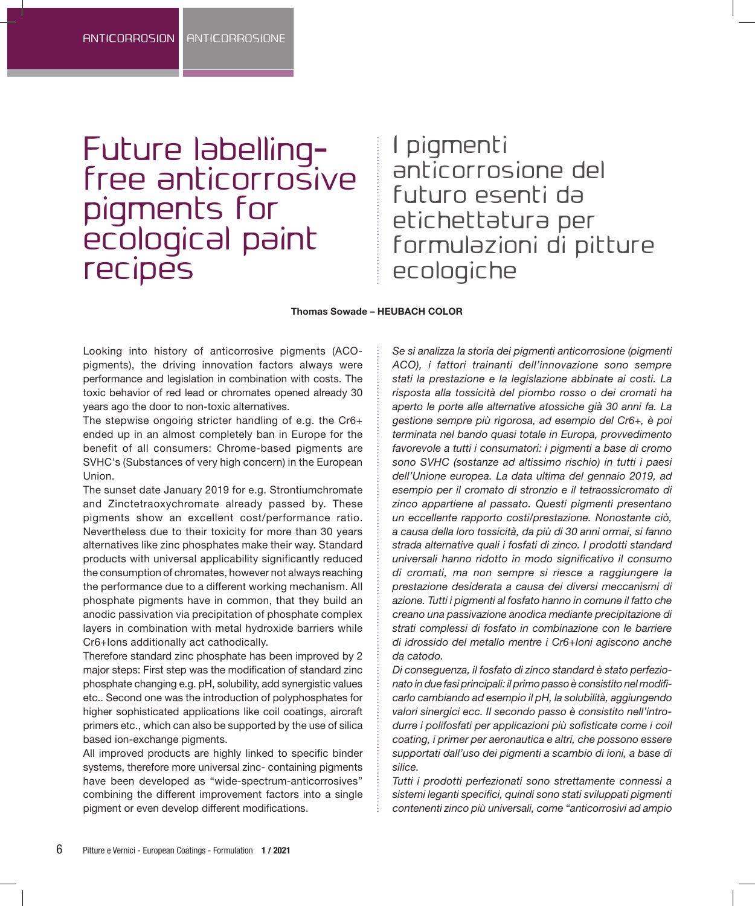# Future labelling-free anticorrosive pigments for ecological paint recipes

# I pigmenti anticorrosione del futuro esenti da etichettatura per formulazioni di pitture ecologiche

**Thomas Sowade – HEUBACH COLOR**

Looking into history of anticorrosive pigments (ACO-pigments), the driving innovation factors always were performance and legislation in combination with costs. The toxic behavior of red lead or chromates opened already 30 years ago the door to non-toxic alternatives.

The stepwise ongoing stricter handling of e.g. the Cr6+ ended up in an almost completely ban in Europe for the benefit of all consumers: Chrome-based pigments are SVHC's (Substances of very high concern) in the European Union.

The sunset date January 2019 for e.g. Strontiumchromate and Zinctetraoxychromate already passed by. These pigments show an excellent cost/performance ratio. Nevertheless due to their toxicity for more than 30 years alternatives like zinc phosphates make their way. Standard products with universal applicability significantly reduced the consumption of chromates, however not always reaching the performance due to a different working mechanism. All phosphate pigments have in common, that they build an anodic passivation via precipitation of phosphate complex layers in combination with metal hydroxide barriers while Cr6+Ions additionally act cathodically.

Therefore standard zinc phosphate has been improved by 2 major steps: First step was the modification of standard zinc phosphate changing e.g. pH, solubility, add synergistic values etc.. Second one was the introduction of polyphosphates for higher sophisticated applications like coil coatings, aircraft primers etc., which can also be supported by the use of silica based ion-exchange pigments.

All improved products are highly linked to specific binder systems, therefore more universal zinc- containing pigments have been developed as "wide-spectrum-anticorrosives" combining the different improvement factors into a single pigment or even develop different modifications.

*Se si analizza la storia dei pigmenti anticorrosione (pigmenti ACO), i fattori trainanti dell'innovazione sono sempre stati la prestazione e la legislazione abbinate ai costi. La risposta alla tossicità del piombo rosso o dei cromati ha aperto le porte alle alternative atossiche già 30 anni fa. La gestione sempre più rigorosa, ad esempio del Cr6+, è poi terminata nel bando quasi totale in Europa, provvedimento favorevole a tutti i consumatori: i pigmenti a base di cromo sono SVHC (sostanze ad altissimo rischio) in tutti i paesi dell'Unione europea. La data ultima del gennaio 2019, ad esempio per il cromato di stronzio e il tetraossicromato di zinco appartiene al passato. Questi pigmenti presentano un eccellente rapporto costi/prestazione. Nonostante ciò, a causa della loro tossicità, da più di 30 anni ormai, si fanno strada alternative quali i fosfati di zinco. I prodotti standard universali hanno ridotto in modo significativo il consumo di cromati, ma non sempre si riesce a raggiungere la prestazione desiderata a causa dei diversi meccanismi di azione. Tutti i pigmenti al fosfato hanno in comune il fatto che creano una passivazione anodica mediante precipitazione di strati complessi di fosfato in combinazione con le barriere di idrossido del metallo mentre i Cr6+Ioni agiscono anche da catodo.*

*Di conseguenza, il fosfato di zinco standard è stato perfezionato in due fasi principali: il primo passo è consistito nel modificarlo cambiando ad esempio il pH, la solubilità, aggiungendo valori sinergici ecc. Il secondo passo è consistito nell'introdurre i polifosfati per applicazioni più sofisticate come i coil coating, i primer per aeronautica e altri, che possono essere supportati dall'uso dei pigmenti a scambio di ioni, a base di silice.*

*Tutti i prodotti perfezionati sono strettamente connessi a sistemi leganti specifici, quindi sono stati sviluppati pigmenti contenenti zinco più universali, come "anticorrosivi ad ampio*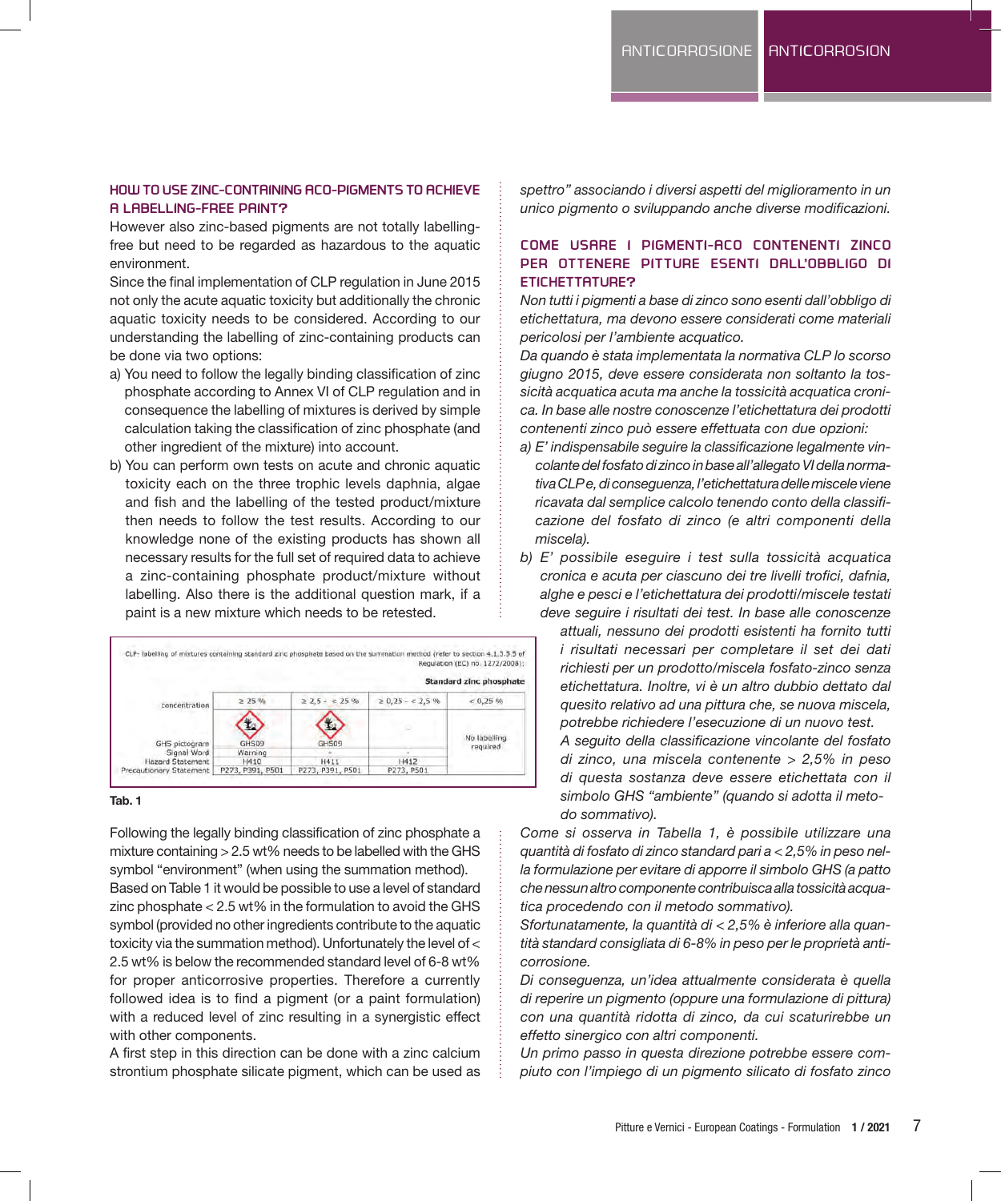### HOW TO USE ZINC-CONTAINING ACO-PIGMENTS TO ACHIEVE A LABELLING-FREE PAINT?

However also zinc-based pigments are not totally labelling-free but need to be regarded as hazardous to the aquatic environment.

Since the final implementation of CLP regulation in June 2015 not only the acute aquatic toxicity but additionally the chronic aquatic toxicity needs to be considered. According to our understanding the labelling of zinc-containing products can be done via two options:

a) You need to follow the legally binding classification of zinc phosphate according to Annex VI of CLP regulation and in consequence the labelling of mixtures is derived by simple calculation taking the classification of zinc phosphate (and other ingredient of the mixture) into account.

b) You can perform own tests on acute and chronic aquatic toxicity each on the three trophic levels daphnia, algae and fish and the labelling of the tested product/mixture then needs to follow the test results. According to our knowledge none of the existing products has shown all necessary results for the full set of required data to achieve a zinc-containing phosphate product/mixture without labelling. Also there is the additional question mark, if a paint is a new mixture which needs to be retested.

CLP- labelling of mixtures containing standard zinc phosphate based on the summation method (refer to section 4.1.3.5.5 of Regulation (EC) no. 1272/2008):

| Standard zinc phosphate | | | | |
|---|---|---|---|---|
| concentration | ≥ 25 % | ≥ 2,5 - < 25 % | ≥ 0,25 - < 2,5 % | < 0,25 % |
| GHS pictogram | GHS09 | GHS09 | - | No labelling required |
| Signal Word | Warning | - | - | |
| Hazard Statement | H410 | H411 | H412 | |
| Precautionary Statement | P273, P391, P501 | P273, P391, P501 | P273, P501 | |

**Tab. 1**

Following the legally binding classification of zinc phosphate a mixture containing > 2.5 wt% needs to be labelled with the GHS symbol "environment" (when using the summation method).

Based on Table 1 it would be possible to use a level of standard zinc phosphate < 2.5 wt% in the formulation to avoid the GHS symbol (provided no other ingredients contribute to the aquatic toxicity via the summation method). Unfortunately the level of < 2.5 wt% is below the recommended standard level of 6-8 wt% for proper anticorrosive properties. Therefore a currently followed idea is to find a pigment (or a paint formulation) with a reduced level of zinc resulting in a synergistic effect with other components.

A first step in this direction can be done with a zinc calcium strontium phosphate silicate pigment, which can be used as

*spettro" associando i diversi aspetti del miglioramento in un unico pigmento o sviluppando anche diverse modificazioni.*

### COME USARE I PIGMENTI-ACO CONTENENTI ZINCO PER OTTENERE PITTURE ESENTI DALL'OBBLIGO DI ETICHETTATURE?

*Non tutti i pigmenti a base di zinco sono esenti dall'obbligo di etichettatura, ma devono essere considerati come materiali pericolosi per l'ambiente acquatico.*

*Da quando è stata implementata la normativa CLP lo scorso giugno 2015, deve essere considerata non soltanto la tossicità acquatica acuta ma anche la tossicità acquatica cronica. In base alle nostre conoscenze l'etichettatura dei prodotti contenenti zinco può essere effettuata con due opzioni:*

*a) E' indispensabile seguire la classificazione legalmente vincolante del fosfato di zinco in base all'allegato VI della normativa CLP e, di conseguenza, l'etichettatura delle miscele viene ricavata dal semplice calcolo tenendo conto della classificazione del fosfato di zinco (e altri componenti della miscela).*

*b) E' possibile eseguire i test sulla tossicità acquatica cronica e acuta per ciascuno dei tre livelli trofici, dafnia, alghe e pesci e l'etichettatura dei prodotti/miscele testati deve seguire i risultati dei test. In base alle conoscenze attuali, nessuno dei prodotti esistenti ha fornito tutti i risultati necessari per completare il set dei dati richiesti per un prodotto/miscela fosfato-zinco senza etichettatura. Inoltre, vi è un altro dubbio dettato dal quesito relativo ad una pittura che, se nuova miscela, potrebbe richiedere l'esecuzione di un nuovo test.*

*A seguito della classificazione vincolante del fosfato di zinco, una miscela contenente > 2,5% in peso di questa sostanza deve essere etichettata con il simbolo GHS "ambiente" (quando si adotta il metodo sommativo).*

*Come si osserva in Tabella 1, è possibile utilizzare una quantità di fosfato di zinco standard pari a < 2,5% in peso nella formulazione per evitare di apporre il simbolo GHS (a patto che nessun altro componente contribuisca alla tossicità acquatica procedendo con il metodo sommativo).*

*Sfortunatamente, la quantità di < 2,5% è inferiore alla quantità standard consigliata di 6-8% in peso per le proprietà anticorrosione.*

*Di conseguenza, un'idea attualmente considerata è quella di reperire un pigmento (oppure una formulazione di pittura) con una quantità ridotta di zinco, da cui scaturirebbe un effetto sinergico con altri componenti.*

*Un primo passo in questa direzione potrebbe essere compiuto con l'impiego di un pigmento silicato di fosfato zinco*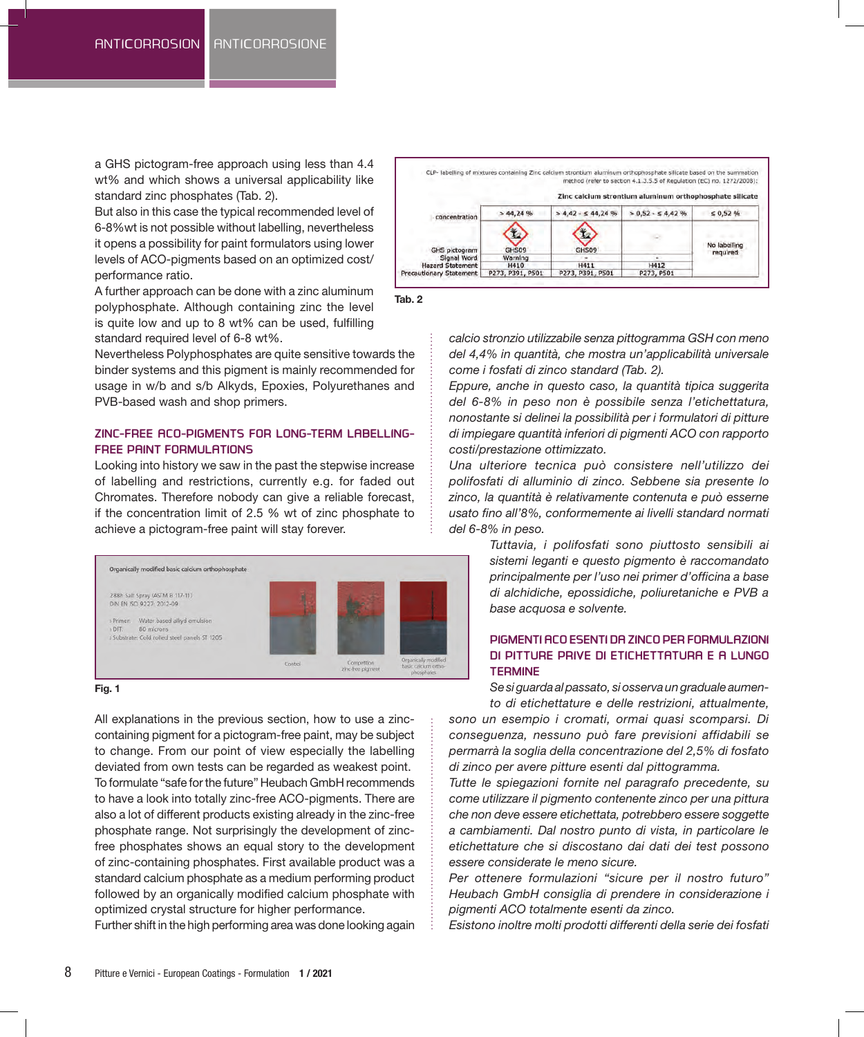a GHS pictogram-free approach using less than 4.4 wt% and which shows a universal applicability like standard zinc phosphates (Tab. 2).

But also in this case the typical recommended level of 6-8%wt is not possible without labelling, nevertheless it opens a possibility for paint formulators using lower levels of ACO-pigments based on an optimized cost/performance ratio.

A further approach can be done with a zinc aluminum polyphosphate. Although containing zinc the level is quite low and up to 8 wt% can be used, fulfilling standard required level of 6-8 wt%.

Nevertheless Polyphosphates are quite sensitive towards the binder systems and this pigment is mainly recommended for usage in w/b and s/b Alkyds, Epoxies, Polyurethanes and PVB-based wash and shop primers.

## ZINC-FREE ACO-PIGMENTS FOR LONG-TERM LABELLING-FREE PAINT FORMULATIONS

Looking into history we saw in the past the stepwise increase of labelling and restrictions, currently e.g. for faded out Chromates. Therefore nobody can give a reliable forecast, if the concentration limit of 2.5 % wt of zinc phosphate to achieve a pictogram-free paint will stay forever.

Organically modified basic calcium orthophosphate

288h Salt Spray (ASTM B 117-11) DIN EN ISO 9227: 2012-09

- Primer: Water based alkyd emulsion
- DFT: 80 microns
- Substrate: Cold rolled steel panels ST 1205

Control | Competition zinc-free pigment | Organically modified basic calcium ortho-phosphates

**Fig. 1**

All explanations in the previous section, how to use a zinc-containing pigment for a pictogram-free paint, may be subject to change. From our point of view especially the labelling deviated from own tests can be regarded as weakest point.

To formulate "safe for the future" Heubach GmbH recommends to have a look into totally zinc-free ACO-pigments. There are also a lot of different products existing already in the zinc-free phosphate range. Not surprisingly the development of zinc-free phosphates shows an equal story to the development of zinc-containing phosphates. First available product was a standard calcium phosphate as a medium performing product followed by an organically modified calcium phosphate with optimized crystal structure for higher performance.

Further shift in the high performing area was done looking again

CLP- labelling of mixtures containing Zinc calcium strontium aluminum orthophosphate silicate based on the summation method (refer to section 4.1.3.5.5 of Regulation (EC) no. 1272/2008):

| | Zinc calcium strontium aluminum orthophosphate silicate | | | |
|---|---|---|---|---|
| concentration | > 44,24 % | > 4,42 - ≤ 44,24 % | > 0,52 - ≤ 4,42 % | ≤ 0,52 % |
| GHS pictogram | GHS09 | GHS09 | - | No labelling required |
| Signal Word | Warning | - | - | |
| Hazard Statement | H410 | H411 | H412 | |
| Precautionary Statement | P273, P391, P501 | P273, P391, P501 | P273, P501 | |

**Tab. 2**

*calcio stronzio utilizzabile senza pittogramma GSH con meno del 4,4% in quantità, che mostra un'applicabilità universale come i fosfati di zinco standard (Tab. 2).*

*Eppure, anche in questo caso, la quantità tipica suggerita del 6-8% in peso non è possibile senza l'etichettatura, nonostante si delinei la possibilità per i formulatori di pitture di impiegare quantità inferiori di pigmenti ACO con rapporto costi/prestazione ottimizzato.*

*Una ulteriore tecnica può consistere nell'utilizzo dei polifosfati di alluminio di zinco. Sebbene sia presente lo zinco, la quantità è relativamente contenuta e può esserne usato fino all'8%, conformemente ai livelli standard normati del 6-8% in peso.*

*Tuttavia, i polifosfati sono piuttosto sensibili ai sistemi leganti e questo pigmento è raccomandato principalmente per l'uso nei primer d'officina a base di alchidiche, epossidiche, poliuretaniche e PVB a base acquosa e solvente.*

## PIGMENTI ACO ESENTI DA ZINCO PER FORMULAZIONI DI PITTURE PRIVE DI ETICHETTATURA E A LUNGO TERMINE

*Se si guarda al passato, si osserva un graduale aumento di etichettature e delle restrizioni, attualmente, sono un esempio i cromati, ormai quasi scomparsi. Di conseguenza, nessuno può fare previsioni affidabili se permarrà la soglia della concentrazione del 2,5% di fosfato di zinco per avere pitture esenti dal pittogramma.*

*Tutte le spiegazioni fornite nel paragrafo precedente, su come utilizzare il pigmento contenente zinco per una pittura che non deve essere etichettata, potrebbero essere soggette a cambiamenti. Dal nostro punto di vista, in particolare le etichettature che si discostano dai dati dei test possono essere considerate le meno sicure.*

*Per ottenere formulazioni "sicure per il nostro futuro" Heubach GmbH consiglia di prendere in considerazione i pigmenti ACO totalmente esenti da zinco.*

*Esistono inoltre molti prodotti differenti della serie dei fosfati*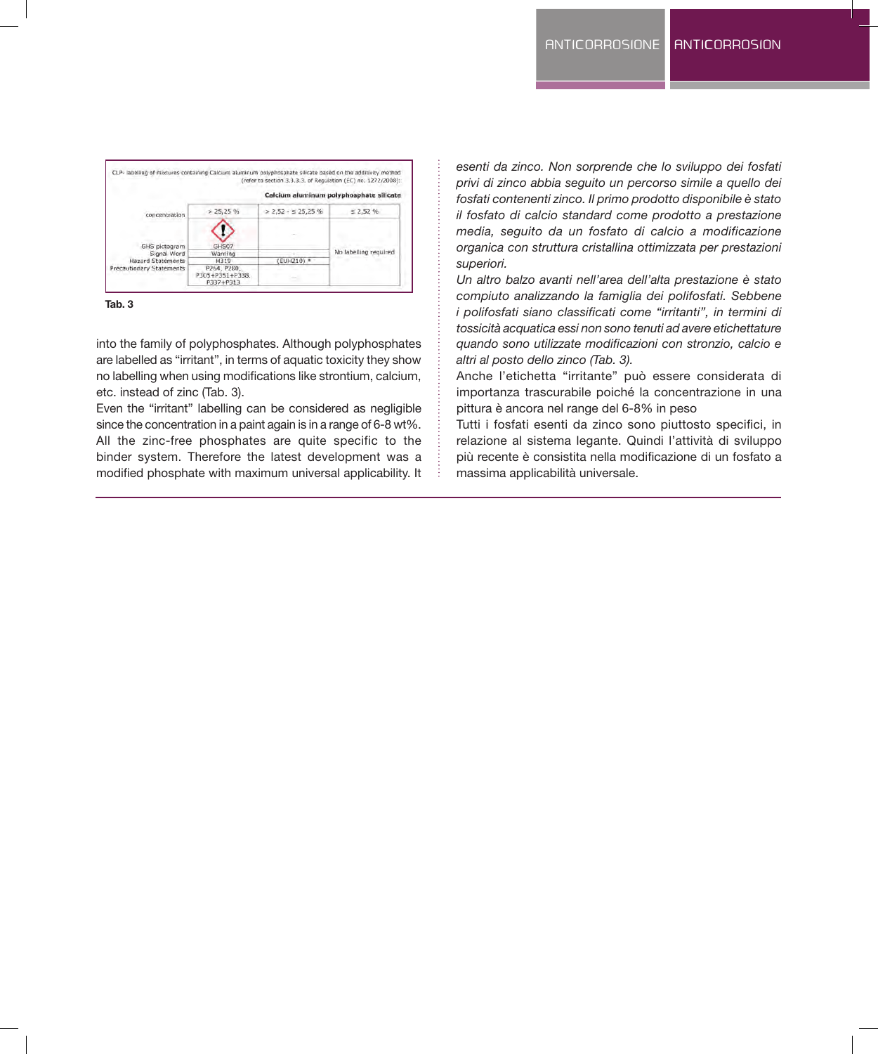| CLP- labelling of mixtures containing Calcium aluminum polyphosphate silicate based on the additivity method (refer to section 3.3.3.3. of Regulation (EC) no. 1272/2008): | | | |
|---|---|---|---|
| | Calcium aluminum polyphosphate silicate | | |
| concentration | > 25,25 % | > 2,52 - ≤ 25,25 % | ≤ 2,52 % |
| GHS pictogram | GHS07 | – | No labelling required |
| Signal Word | Warning | – | |
| Hazard Statements | H319 | (EUH210) * | |
| Precautionary Statements | P264, P280, P305+P351+P338, P337+P313 | – | |

**Tab. 3**

into the family of polyphosphates. Although polyphosphates are labelled as "irritant", in terms of aquatic toxicity they show no labelling when using modifications like strontium, calcium, etc. instead of zinc (Tab. 3).

Even the "irritant" labelling can be considered as negligible since the concentration in a paint again is in a range of 6-8 wt%. All the zinc-free phosphates are quite specific to the binder system. Therefore the latest development was a modified phosphate with maximum universal applicability. It

*esenti da zinco. Non sorprende che lo sviluppo dei fosfati privi di zinco abbia seguito un percorso simile a quello dei fosfati contenenti zinco. Il primo prodotto disponibile è stato il fosfato di calcio standard come prodotto a prestazione media, seguito da un fosfato di calcio a modificazione organica con struttura cristallina ottimizzata per prestazioni superiori.*

*Un altro balzo avanti nell'area dell'alta prestazione è stato compiuto analizzando la famiglia dei polifosfati. Sebbene i polifosfati siano classificati come "irritanti", in termini di tossicità acquatica essi non sono tenuti ad avere etichettature quando sono utilizzate modificazioni con stronzio, calcio e altri al posto dello zinco (Tab. 3).*

Anche l'etichetta "irritante" può essere considerata di importanza trascurabile poiché la concentrazione in una pittura è ancora nel range del 6-8% in peso

Tutti i fosfati esenti da zinco sono piuttosto specifici, in relazione al sistema legante. Quindi l'attività di sviluppo più recente è consistita nella modificazione di un fosfato a massima applicabilità universale.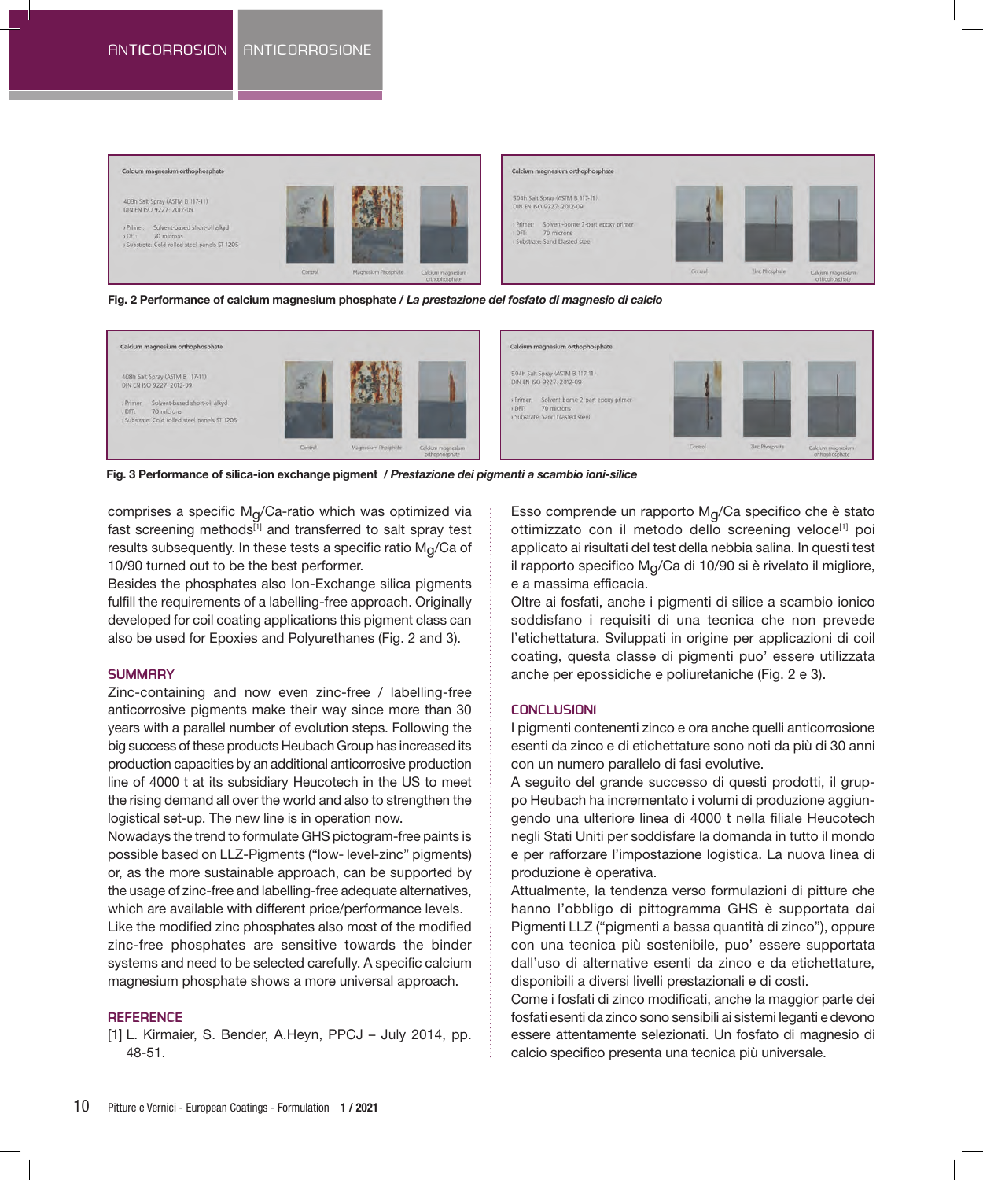Calcium magnesium orthophosphate

408h Salt Spray (ASTM B 117-11)
DIN EN ISO 9227: 2012-09

› Primer: Solvent-based short-oil alkyd
› DFT: 70 microns
› Substrate: Cold rolled steel panels ST 1205

Control
Magnesium Phosphate
Calcium magnesium orthophosphate

Calcium magnesium orthophosphate

504h Salt Spray (ASTM B 117-11)
DIN EN ISO 9227: 2012-09

› Primer: Solvent-borne 2-part epoxy primer
› DFT: 70 microns
› Substrate: Sand blasted steel

Control
Zinc Phosphate
Calcium magnesium orthophosphate

**Fig. 2 Performance of calcium magnesium phosphate / *La prestazione del fosfato di magnesio di calcio***

Calcium magnesium orthophosphate

408h Salt Spray (ASTM B 117-11)
DIN EN ISO 9227: 2012-09

› Primer: Solvent-based short-oil alkyd
› DFT: 70 microns
› Substrate: Cold rolled steel panels ST 1205

Control
Magnesium Phosphate
Calcium magnesium orthophosphate

Calcium magnesium orthophosphate

504h Salt Spray (ASTM B 117-11)
DIN EN ISO 9227: 2012-09

› Primer: Solvent-borne 2-part epoxy primer
› DFT: 70 microns
› Substrate: Sand blasted steel

Control
Zinc Phosphate
Calcium magnesium orthophosphate

**Fig. 3 Performance of silica-ion exchange pigment / *Prestazione dei pigmenti a scambio ioni-silice***

comprises a specific $M_g$/Ca-ratio which was optimized via fast screening methods[1] and transferred to salt spray test results subsequently. In these tests a specific ratio $M_g$/Ca of 10/90 turned out to be the best performer.
Besides the phosphates also Ion-Exchange silica pigments fulfill the requirements of a labelling-free approach. Originally developed for coil coating applications this pigment class can also be used for Epoxies and Polyurethanes (Fig. 2 and 3).

## SUMMARY

Zinc-containing and now even zinc-free / labelling-free anticorrosive pigments make their way since more than 30 years with a parallel number of evolution steps. Following the big success of these products Heubach Group has increased its production capacities by an additional anticorrosive production line of 4000 t at its subsidiary Heucotech in the US to meet the rising demand all over the world and also to strengthen the logistical set-up. The new line is in operation now.
Nowadays the trend to formulate GHS pictogram-free paints is possible based on LLZ-Pigments ("low- level-zinc" pigments) or, as the more sustainable approach, can be supported by the usage of zinc-free and labelling-free adequate alternatives, which are available with different price/performance levels.
Like the modified zinc phosphates also most of the modified zinc-free phosphates are sensitive towards the binder systems and need to be selected carefully. A specific calcium magnesium phosphate shows a more universal approach.

## REFERENCE

[1] L. Kirmaier, S. Bender, A.Heyn, PPCJ – July 2014, pp. 48-51.

Esso comprende un rapporto $M_g$/Ca specifico che è stato ottimizzato con il metodo dello screening veloce[1] poi applicato ai risultati del test della nebbia salina. In questi test il rapporto specifico $M_g$/Ca di 10/90 si è rivelato il migliore, e a massima efficacia.
Oltre ai fosfati, anche i pigmenti di silice a scambio ionico soddisfano i requisiti di una tecnica che non prevede l'etichettatura. Sviluppati in origine per applicazioni di coil coating, questa classe di pigmenti puo' essere utilizzata anche per epossidiche e poliuretaniche (Fig. 2 e 3).

## CONCLUSIONI

I pigmenti contenenti zinco e ora anche quelli anticorrosione esenti da zinco e di etichettature sono noti da più di 30 anni con un numero parallelo di fasi evolutive.
A seguito del grande successo di questi prodotti, il gruppo Heubach ha incrementato i volumi di produzione aggiungendo una ulteriore linea di 4000 t nella filiale Heucotech negli Stati Uniti per soddisfare la domanda in tutto il mondo e per rafforzare l'impostazione logistica. La nuova linea di produzione è operativa.
Attualmente, la tendenza verso formulazioni di pitture che hanno l'obbligo di pittogramma GHS è supportata dai Pigmenti LLZ ("pigmenti a bassa quantità di zinco"), oppure con una tecnica più sostenibile, puo' essere supportata dall'uso di alternative esenti da zinco e da etichettature, disponibili a diversi livelli prestazionali e di costi.
Come i fosfati di zinco modificati, anche la maggior parte dei fosfati esenti da zinco sono sensibili ai sistemi leganti e devono essere attentamente selezionati. Un fosfato di magnesio di calcio specifico presenta una tecnica più universale.